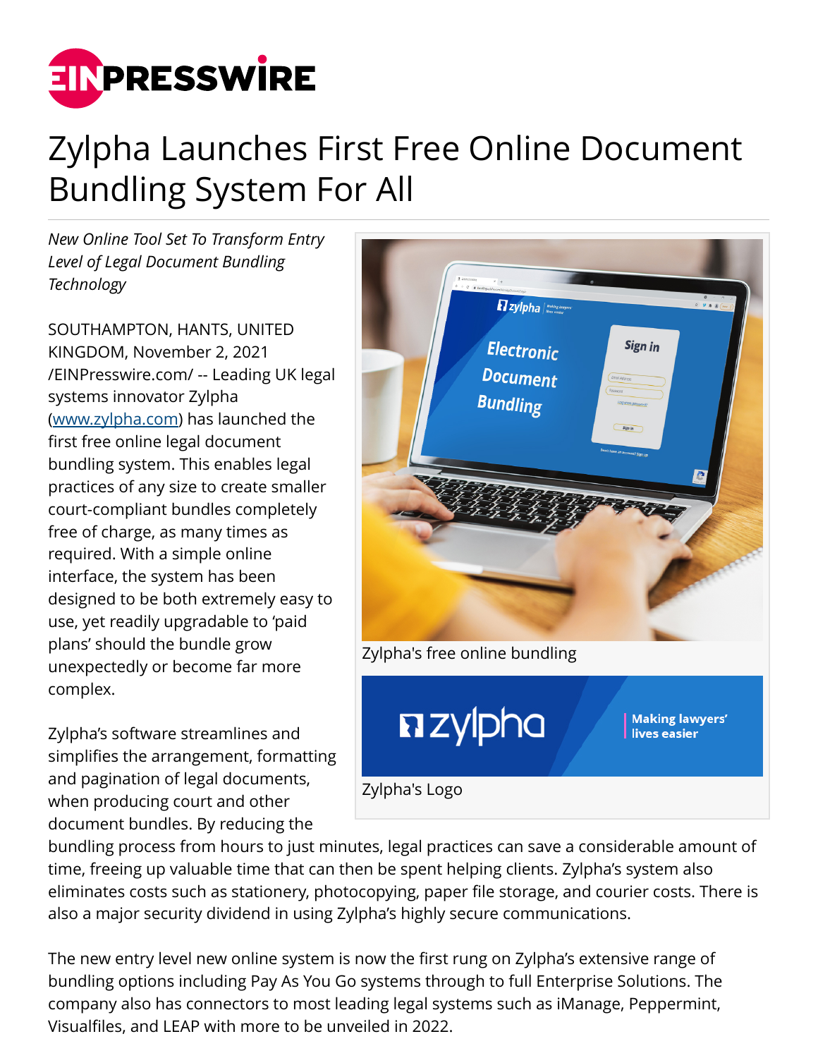# Zylpha Launches First Free Online Document Bundling System For All

*New Online Tool Set To Transform Entry Level of Legal Document Bundling Technology*

SOUTHAMPTON, HANTS, UNITED KINGDOM, November 2, 2021 /EINPresswire.com/ -- Leading UK legal systems innovator Zylpha (www.zylpha.com) has launched the first free online legal document bundling system. This enables legal practices of any size to create smaller court-compliant bundles completely free of charge, as many times as required. With a simple online interface, the system has been designed to be both extremely easy to use, yet readily upgradable to 'paid plans' should the bundle grow unexpectedly or become far more complex.

Zylpha's free online bundling

Zylpha's Logo

Zylpha's software streamlines and simplifies the arrangement, formatting and pagination of legal documents, when producing court and other document bundles. By reducing the bundling process from hours to just minutes, legal practices can save a considerable amount of time, freeing up valuable time that can then be spent helping clients. Zylpha's system also eliminates costs such as stationery, photocopying, paper file storage, and courier costs. There is also a major security dividend in using Zylpha's highly secure communications.

The new entry level new online system is now the first rung on Zylpha's extensive range of bundling options including Pay As You Go systems through to full Enterprise Solutions. The company also has connectors to most leading legal systems such as iManage, Peppermint, Visualfiles, and LEAP with more to be unveiled in 2022.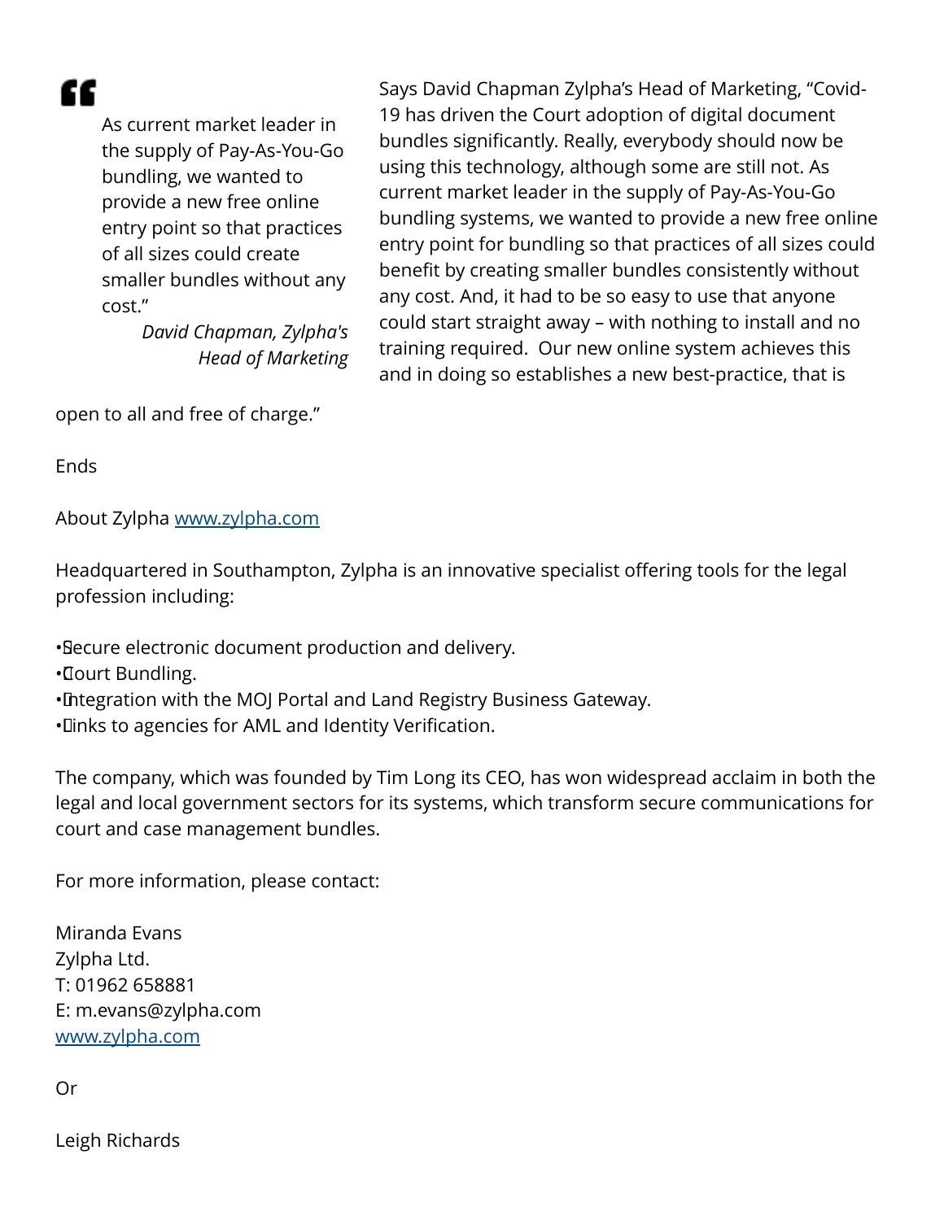> As current market leader in the supply of Pay-As-You-Go bundling, we wanted to provide a new free online entry point so that practices of all sizes could create smaller bundles without any cost."
>
> *David Chapman, Zylpha's Head of Marketing*

Says David Chapman Zylpha's Head of Marketing, "Covid-19 has driven the Court adoption of digital document bundles significantly. Really, everybody should now be using this technology, although some are still not. As current market leader in the supply of Pay-As-You-Go bundling systems, we wanted to provide a new free online entry point for bundling so that practices of all sizes could benefit by creating smaller bundles consistently without any cost. And, it had to be so easy to use that anyone could start straight away – with nothing to install and no training required.  Our new online system achieves this and in doing so establishes a new best-practice, that is open to all and free of charge."

Ends

About Zylpha [www.zylpha.com](www.zylpha.com)

Headquartered in Southampton, Zylpha is an innovative specialist offering tools for the legal profession including:

- Secure electronic document production and delivery.
- Court Bundling.
- Integration with the MOJ Portal and Land Registry Business Gateway.
- Links to agencies for AML and Identity Verification.

The company, which was founded by Tim Long its CEO, has won widespread acclaim in both the legal and local government sectors for its systems, which transform secure communications for court and case management bundles.

For more information, please contact:

Miranda Evans  
Zylpha Ltd.  
T: 01962 658881  
E: m.evans@zylpha.com  
[www.zylpha.com](www.zylpha.com)

Or

Leigh Richards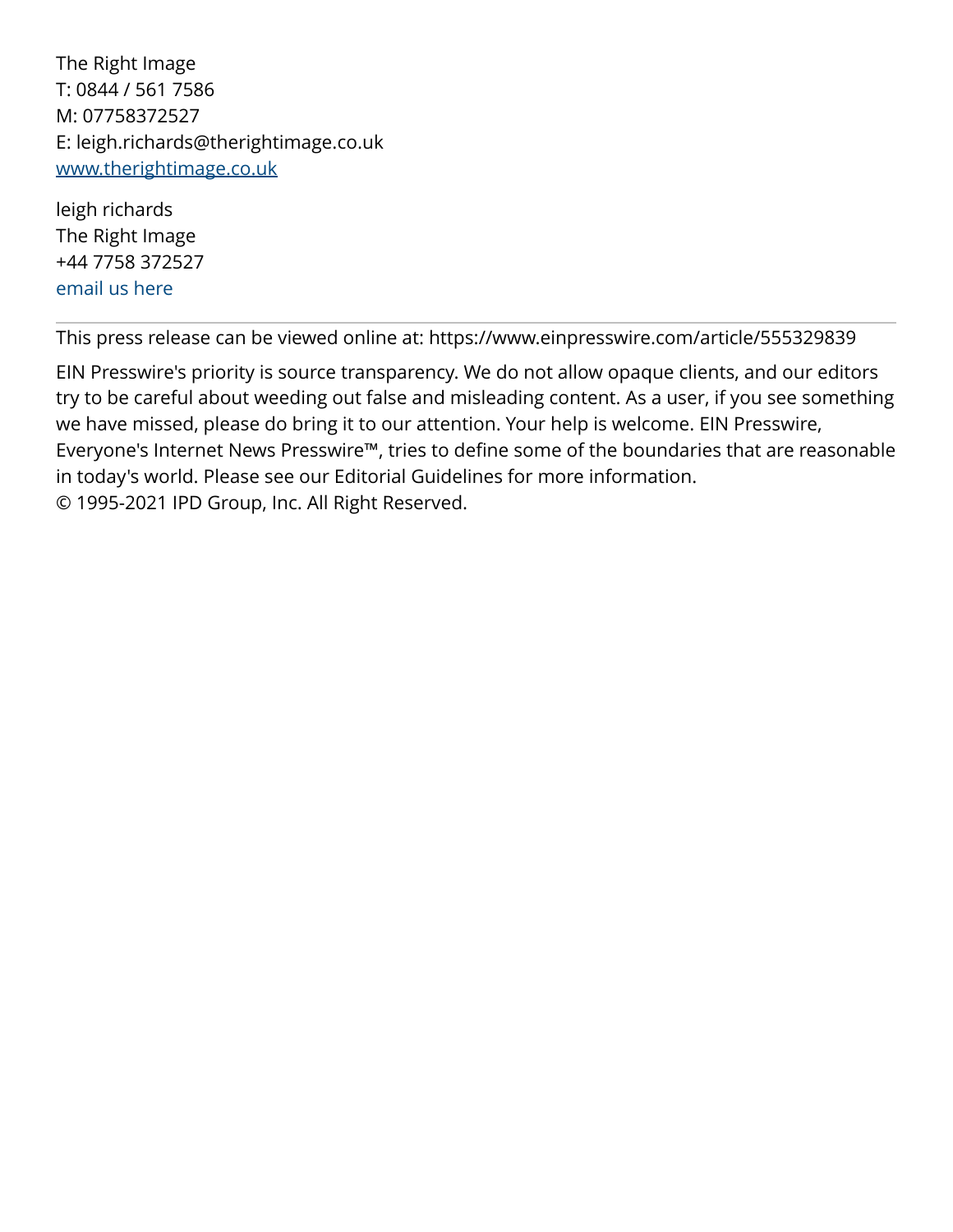The Right Image
T: 0844 / 561 7586
M: 07758372527
E: leigh.richards@therightimage.co.uk
[www.therightimage.co.uk](http://www.therightimage.co.uk)

leigh richards
The Right Image
+44 7758 372527
email us here

---

This press release can be viewed online at: https://www.einpresswire.com/article/555329839

EIN Presswire's priority is source transparency. We do not allow opaque clients, and our editors try to be careful about weeding out false and misleading content. As a user, if you see something we have missed, please do bring it to our attention. Your help is welcome. EIN Presswire, Everyone's Internet News Presswire™, tries to define some of the boundaries that are reasonable in today's world. Please see our Editorial Guidelines for more information.
© 1995-2021 IPD Group, Inc. All Right Reserved.